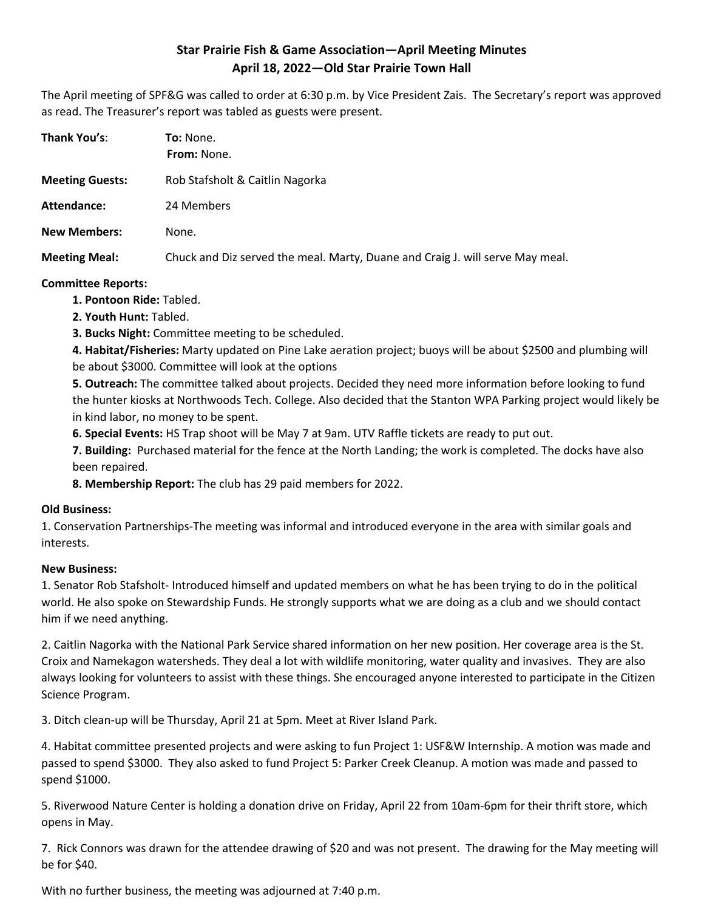# Star Prairie Fish & Game Association—April Meeting Minutes
## April 18, 2022—Old Star Prairie Town Hall

The April meeting of SPF&G was called to order at 6:30 p.m. by Vice President Zais. The Secretary's report was approved as read. The Treasurer's report was tabled as guests were present.

**Thank You's**: **To:** None.
**From:** None.

**Meeting Guests:** Rob Stafsholt & Caitlin Nagorka

**Attendance:** 24 Members

**New Members:** None.

**Meeting Meal:** Chuck and Diz served the meal. Marty, Duane and Craig J. will serve May meal.

**Committee Reports:**

1. **Pontoon Ride:** Tabled.
2. **Youth Hunt:** Tabled.
3. **Bucks Night:** Committee meeting to be scheduled.
4. **Habitat/Fisheries:** Marty updated on Pine Lake aeration project; buoys will be about $2500 and plumbing will be about $3000. Committee will look at the options
5. **Outreach:** The committee talked about projects. Decided they need more information before looking to fund the hunter kiosks at Northwoods Tech. College. Also decided that the Stanton WPA Parking project would likely be in kind labor, no money to be spent.
6. **Special Events:** HS Trap shoot will be May 7 at 9am. UTV Raffle tickets are ready to put out.
7. **Building:** Purchased material for the fence at the North Landing; the work is completed. The docks have also been repaired.
8. **Membership Report:** The club has 29 paid members for 2022.

**Old Business:**

1. Conservation Partnerships-The meeting was informal and introduced everyone in the area with similar goals and interests.

**New Business:**

1. Senator Rob Stafsholt- Introduced himself and updated members on what he has been trying to do in the political world. He also spoke on Stewardship Funds. He strongly supports what we are doing as a club and we should contact him if we need anything.

2. Caitlin Nagorka with the National Park Service shared information on her new position. Her coverage area is the St. Croix and Namekagon watersheds. They deal a lot with wildlife monitoring, water quality and invasives. They are also always looking for volunteers to assist with these things. She encouraged anyone interested to participate in the Citizen Science Program.

3. Ditch clean-up will be Thursday, April 21 at 5pm. Meet at River Island Park.

4. Habitat committee presented projects and were asking to fun Project 1: USF&W Internship. A motion was made and passed to spend $3000. They also asked to fund Project 5: Parker Creek Cleanup. A motion was made and passed to spend $1000.

5. Riverwood Nature Center is holding a donation drive on Friday, April 22 from 10am-6pm for their thrift store, which opens in May.

7. Rick Connors was drawn for the attendee drawing of $20 and was not present. The drawing for the May meeting will be for $40.

With no further business, the meeting was adjourned at 7:40 p.m.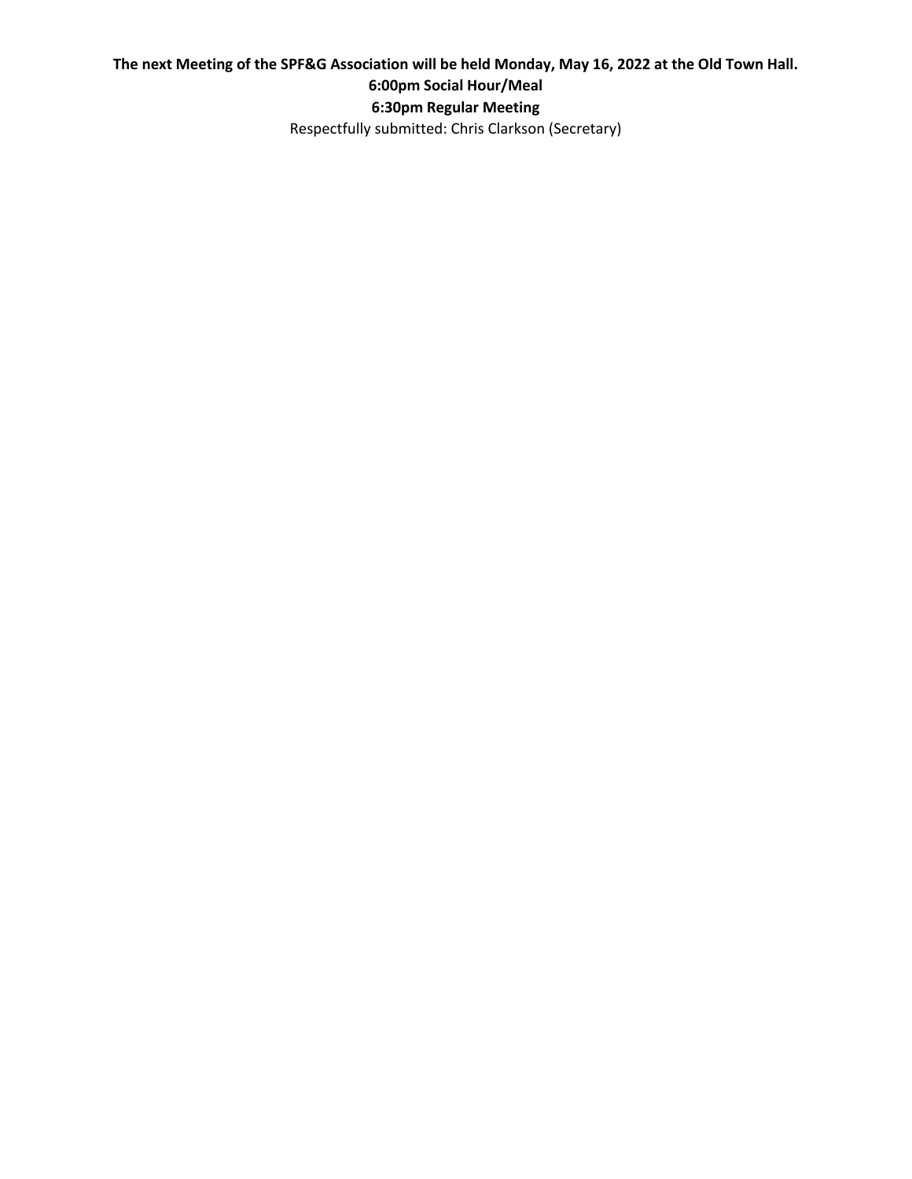**The next Meeting of the SPF&G Association will be held Monday, May 16, 2022 at the Old Town Hall.**

**6:00pm Social Hour/Meal**

**6:30pm Regular Meeting**

Respectfully submitted: Chris Clarkson (Secretary)